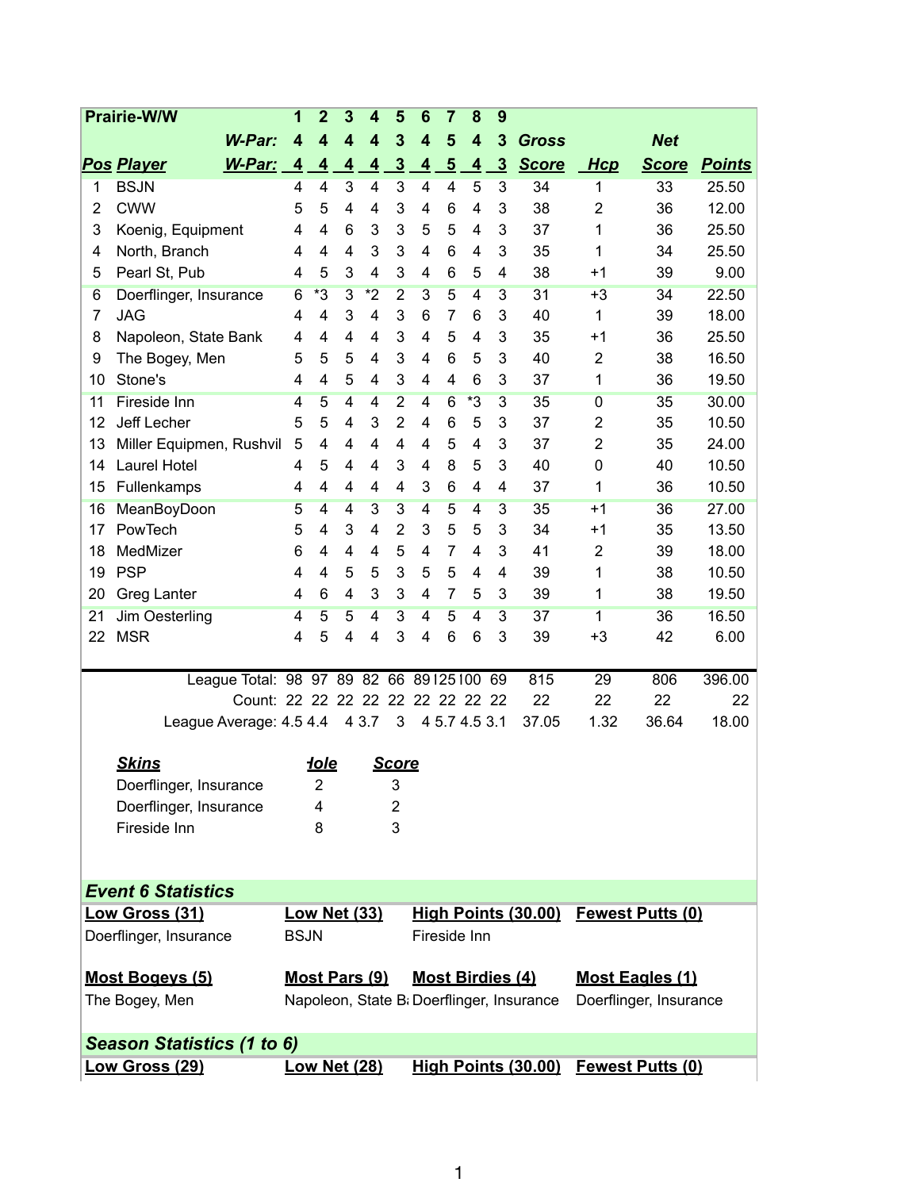| Prairie-W/W | | 1 | 2 | 3 | 4 | 5 | 6 | 7 | 8 | 9 | | | | |
|---|---|---|---|---|---|---|---|---|---|---|---|---|---|---|
| | **W-Par:** | 4 | 4 | 4 | 4 | 3 | 4 | 5 | 4 | 3 | **Gross** | | **Net** | |
| **Pos** | **Player** W-Par: | 4 | 4 | 4 | 4 | 3 | 4 | 5 | 4 | 3 | **Score** | **Hcp** | **Score** | **Points** |
| 1 | BSJN | 4 | 4 | 3 | 4 | 3 | 4 | 4 | 5 | 3 | 34 | 1 | 33 | 25.50 |
| 2 | CWW | 5 | 5 | 4 | 4 | 3 | 4 | 6 | 4 | 3 | 38 | 2 | 36 | 12.00 |
| 3 | Koenig, Equipment | 4 | 4 | 6 | 3 | 3 | 5 | 5 | 4 | 3 | 37 | 1 | 36 | 25.50 |
| 4 | North, Branch | 4 | 4 | 4 | 3 | 3 | 4 | 6 | 4 | 3 | 35 | 1 | 34 | 25.50 |
| 5 | Pearl St, Pub | 4 | 5 | 3 | 4 | 3 | 4 | 6 | 5 | 4 | 38 | +1 | 39 | 9.00 |
| 6 | Doerflinger, Insurance | 6 | *3 | 3 | *2 | 2 | 3 | 5 | 4 | 3 | 31 | +3 | 34 | 22.50 |
| 7 | JAG | 4 | 4 | 3 | 4 | 3 | 6 | 7 | 6 | 3 | 40 | 1 | 39 | 18.00 |
| 8 | Napoleon, State Bank | 4 | 4 | 4 | 4 | 3 | 4 | 5 | 4 | 3 | 35 | +1 | 36 | 25.50 |
| 9 | The Bogey, Men | 5 | 5 | 5 | 4 | 3 | 4 | 6 | 5 | 3 | 40 | 2 | 38 | 16.50 |
| 10 | Stone's | 4 | 4 | 5 | 4 | 3 | 4 | 4 | 6 | 3 | 37 | 1 | 36 | 19.50 |
| 11 | Fireside Inn | 4 | 5 | 4 | 4 | 2 | 4 | 6 | *3 | 3 | 35 | 0 | 35 | 30.00 |
| 12 | Jeff Lecher | 5 | 5 | 4 | 3 | 2 | 4 | 6 | 5 | 3 | 37 | 2 | 35 | 10.50 |
| 13 | Miller Equipmen, Rushvil | 5 | 4 | 4 | 4 | 4 | 4 | 5 | 4 | 3 | 37 | 2 | 35 | 24.00 |
| 14 | Laurel Hotel | 4 | 5 | 4 | 4 | 3 | 4 | 8 | 5 | 3 | 40 | 0 | 40 | 10.50 |
| 15 | Fullenkamps | 4 | 4 | 4 | 4 | 4 | 3 | 6 | 4 | 4 | 37 | 1 | 36 | 10.50 |
| 16 | MeanBoyDoon | 5 | 4 | 4 | 3 | 3 | 4 | 5 | 4 | 3 | 35 | +1 | 36 | 27.00 |
| 17 | PowTech | 5 | 4 | 3 | 4 | 2 | 3 | 5 | 5 | 3 | 34 | +1 | 35 | 13.50 |
| 18 | MedMizer | 6 | 4 | 4 | 4 | 5 | 4 | 7 | 4 | 3 | 41 | 2 | 39 | 18.00 |
| 19 | PSP | 4 | 4 | 5 | 5 | 3 | 5 | 5 | 4 | 4 | 39 | 1 | 38 | 10.50 |
| 20 | Greg Lanter | 4 | 6 | 4 | 3 | 3 | 4 | 7 | 5 | 3 | 39 | 1 | 38 | 19.50 |
| 21 | Jim Oesterling | 4 | 5 | 5 | 4 | 3 | 4 | 5 | 4 | 3 | 37 | 1 | 36 | 16.50 |
| 22 | MSR | 4 | 5 | 4 | 4 | 3 | 4 | 6 | 6 | 3 | 39 | +3 | 42 | 6.00 |
| | League Total: | 98 | 97 | 89 | 82 | 66 | 89 | 125 | 100 | 69 | 815 | 29 | 806 | 396.00 |
| | Count: | 22 | 22 | 22 | 22 | 22 | 22 | 22 | 22 | 22 | 22 | 22 | 22 | 22 |
| | League Average: | 4.5 | 4.4 | 4 | 3.7 | 3 | 4 | 5.7 | 4.5 | 3.1 | 37.05 | 1.32 | 36.64 | 18.00 |

| ***Skins*** | **Hole** | **Score** |
|---|---|---|
| Doerflinger, Insurance | 2 | 3 |
| Doerflinger, Insurance | 4 | 2 |
| Fireside Inn | 8 | 3 |

## *Event 6 Statistics*

| **Low Gross (31)** | **Low Net (33)** | **High Points (30.00)** | **Fewest Putts (0)** |
|---|---|---|---|
| Doerflinger, Insurance | BSJN | Fireside Inn | |

| **Most Bogeys (5)** | **Most Pars (9)** | **Most Birdies (4)** | **Most Eagles (1)** |
|---|---|---|---|
| The Bogey, Men | Napoleon, State Ba | Doerflinger, Insurance | Doerflinger, Insurance |

## *Season Statistics (1 to 6)*

| **Low Gross (29)** | **Low Net (28)** | **High Points (30.00)** | **Fewest Putts (0)** |
|---|---|---|---|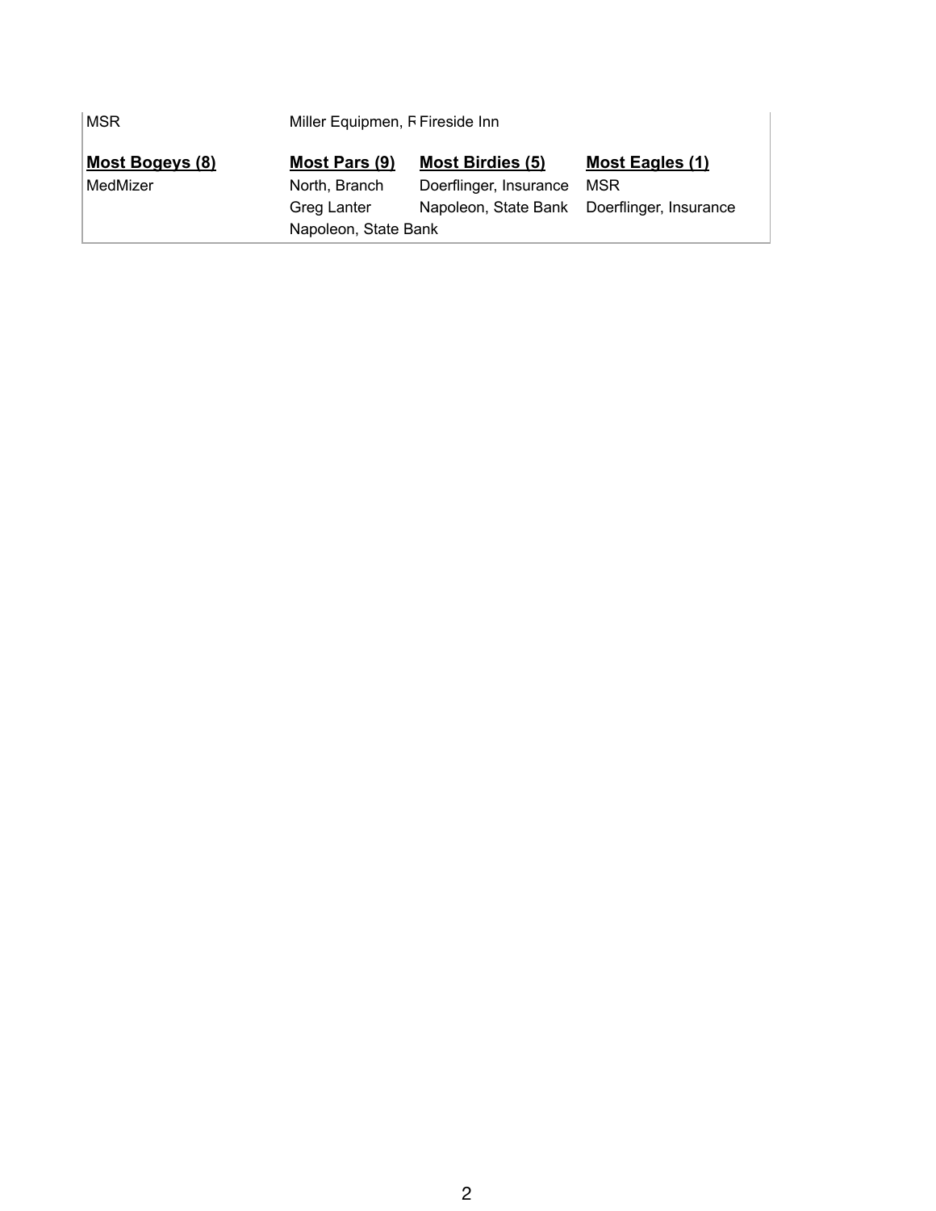| | | | |
|---|---|---|---|
| MSR | Miller Equipmen, F | Fireside Inn | |
| | | | |
| **Most Bogeys (8)** | **Most Pars (9)** | **Most Birdies (5)** | **Most Eagles (1)** |
| MedMizer | North, Branch | Doerflinger, Insurance | MSR |
| | Greg Lanter | Napoleon, State Bank | Doerflinger, Insurance |
| | Napoleon, State Bank | | |